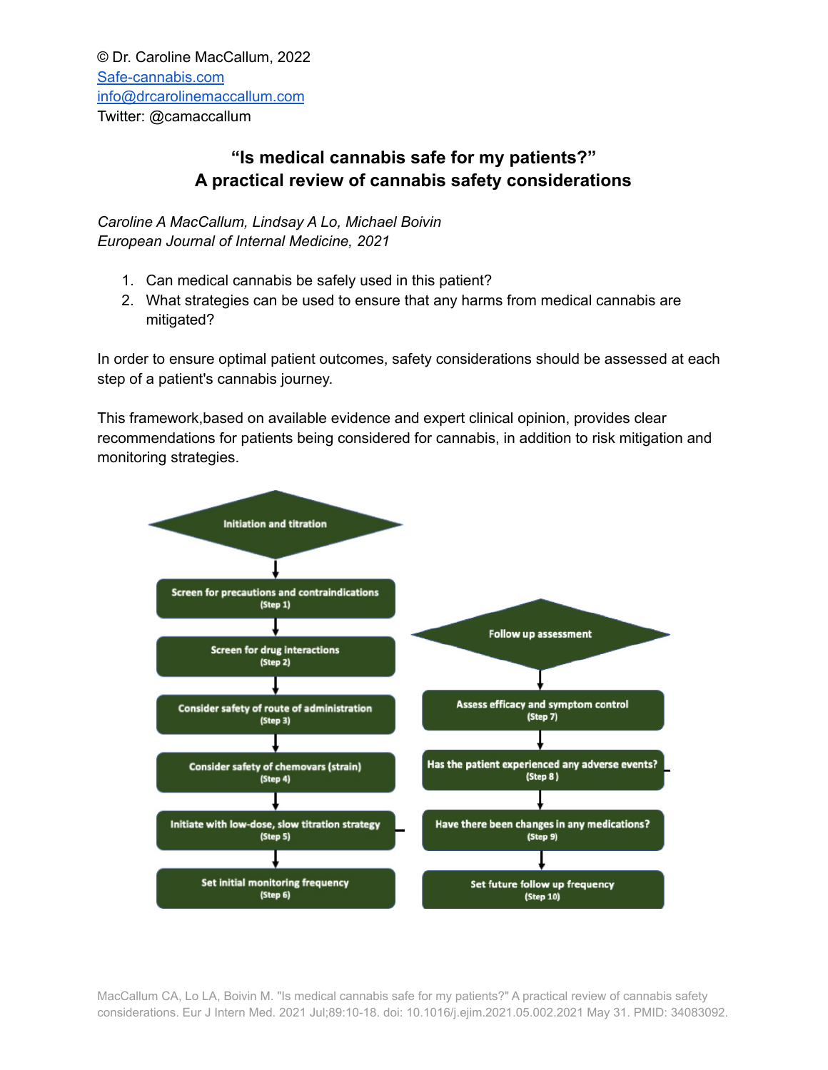© Dr. Caroline MacCallum, 2022
[Safe-cannabis.com](Safe-cannabis.com)
[info@drcarolinemaccallum.com](mailto:info@drcarolinemaccallum.com)
Twitter: @camaccallum

# "Is medical cannabis safe for my patients?" A practical review of cannabis safety considerations

*Caroline A MacCallum, Lindsay A Lo, Michael Boivin*
*European Journal of Internal Medicine, 2021*

1. Can medical cannabis be safely used in this patient?
2. What strategies can be used to ensure that any harms from medical cannabis are mitigated?

In order to ensure optimal patient outcomes, safety considerations should be assessed at each step of a patient's cannabis journey.

This framework,based on available evidence and expert clinical opinion, provides clear recommendations for patients being considered for cannabis, in addition to risk mitigation and monitoring strategies.

**Initiation and titration**

- Screen for precautions and contraindications (Step 1)
- Screen for drug interactions (Step 2)
- Consider safety of route of administration (Step 3)
- Consider safety of chemovars (strain) (Step 4)
- Initiate with low-dose, slow titration strategy (Step 5)
- Set initial monitoring frequency (Step 6)

**Follow up assessment**

- Assess efficacy and symptom control (Step 7)
- Has the patient experienced any adverse events? (Step 8)
- Have there been changes in any medications? (Step 9)
- Set future follow up frequency (Step 10)

MacCallum CA, Lo LA, Boivin M. "Is medical cannabis safe for my patients?" A practical review of cannabis safety considerations. Eur J Intern Med. 2021 Jul;89:10-18. doi: 10.1016/j.ejim.2021.05.002.2021 May 31. PMID: 34083092.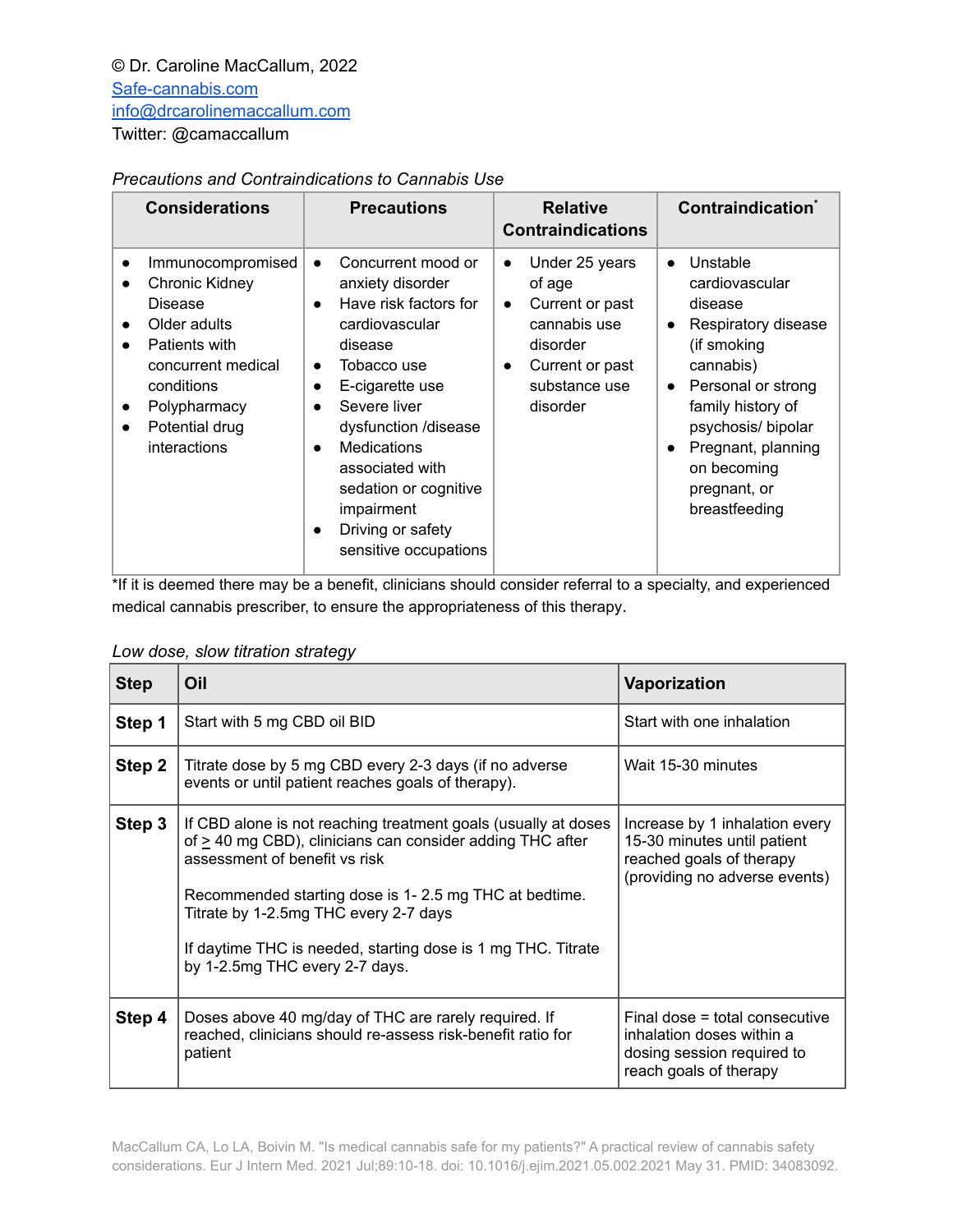© Dr. Caroline MacCallum, 2022
Safe-cannabis.com
info@drcarolinemaccallum.com
Twitter: @camaccallum

*Precautions and Contraindications to Cannabis Use*

| Considerations | Precautions | Relative Contraindications | Contraindication* |
|---|---|---|---|
| • Immunocompromised<br>• Chronic Kidney Disease<br>• Older adults<br>• Patients with concurrent medical conditions<br>• Polypharmacy<br>• Potential drug interactions | • Concurrent mood or anxiety disorder<br>• Have risk factors for cardiovascular disease<br>• Tobacco use<br>• E-cigarette use<br>• Severe liver dysfunction /disease<br>• Medications associated with sedation or cognitive impairment<br>• Driving or safety sensitive occupations | • Under 25 years of age<br>• Current or past cannabis use disorder<br>• Current or past substance use disorder | • Unstable cardiovascular disease<br>• Respiratory disease (if smoking cannabis)<br>• Personal or strong family history of psychosis/ bipolar<br>• Pregnant, planning on becoming pregnant, or breastfeeding |

*If it is deemed there may be a benefit, clinicians should consider referral to a specialty, and experienced medical cannabis prescriber, to ensure the appropriateness of this therapy.

*Low dose, slow titration strategy*

| Step | Oil | Vaporization |
|---|---|---|
| **Step 1** | Start with 5 mg CBD oil BID | Start with one inhalation |
| **Step 2** | Titrate dose by 5 mg CBD every 2-3 days (if no adverse events or until patient reaches goals of therapy). | Wait 15-30 minutes |
| **Step 3** | If CBD alone is not reaching treatment goals (usually at doses of ≥ 40 mg CBD), clinicians can consider adding THC after assessment of benefit vs risk<br><br>Recommended starting dose is 1- 2.5 mg THC at bedtime. Titrate by 1-2.5mg THC every 2-7 days<br><br>If daytime THC is needed, starting dose is 1 mg THC. Titrate by 1-2.5mg THC every 2-7 days. | Increase by 1 inhalation every 15-30 minutes until patient reached goals of therapy (providing no adverse events) |
| **Step 4** | Doses above 40 mg/day of THC are rarely required. If reached, clinicians should re-assess risk-benefit ratio for patient | Final dose = total consecutive inhalation doses within a dosing session required to reach goals of therapy |

MacCallum CA, Lo LA, Boivin M. "Is medical cannabis safe for my patients?" A practical review of cannabis safety considerations. Eur J Intern Med. 2021 Jul;89:10-18. doi: 10.1016/j.ejim.2021.05.002.2021 May 31. PMID: 34083092.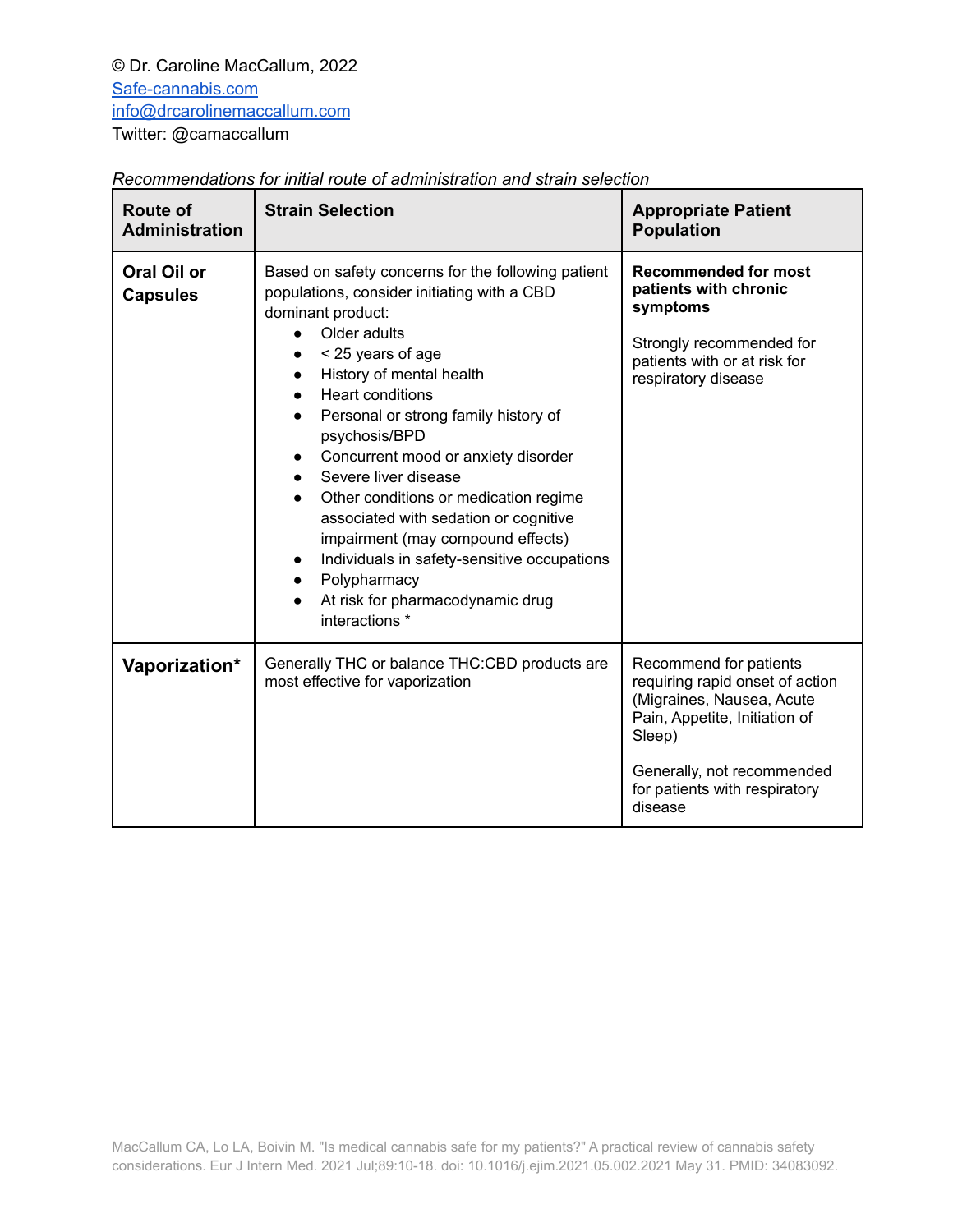© Dr. Caroline MacCallum, 2022
Safe-cannabis.com
info@drcarolinemaccallum.com
Twitter: @camaccallum

*Recommendations for initial route of administration and strain selection*

| Route of Administration | Strain Selection | Appropriate Patient Population |
|---|---|---|
| **Oral Oil or Capsules** | Based on safety concerns for the following patient populations, consider initiating with a CBD dominant product:<br>• Older adults<br>• < 25 years of age<br>• History of mental health<br>• Heart conditions<br>• Personal or strong family history of psychosis/BPD<br>• Concurrent mood or anxiety disorder<br>• Severe liver disease<br>• Other conditions or medication regime associated with sedation or cognitive impairment (may compound effects)<br>• Individuals in safety-sensitive occupations<br>• Polypharmacy<br>• At risk for pharmacodynamic drug interactions * | **Recommended for most patients with chronic symptoms**<br><br>Strongly recommended for patients with or at risk for respiratory disease |
| **Vaporization*** | Generally THC or balance THC:CBD products are most effective for vaporization | Recommend for patients requiring rapid onset of action (Migraines, Nausea, Acute Pain, Appetite, Initiation of Sleep)<br><br>Generally, not recommended for patients with respiratory disease |

MacCallum CA, Lo LA, Boivin M. "Is medical cannabis safe for my patients?" A practical review of cannabis safety considerations. Eur J Intern Med. 2021 Jul;89:10-18. doi: 10.1016/j.ejim.2021.05.002.2021 May 31. PMID: 34083092.